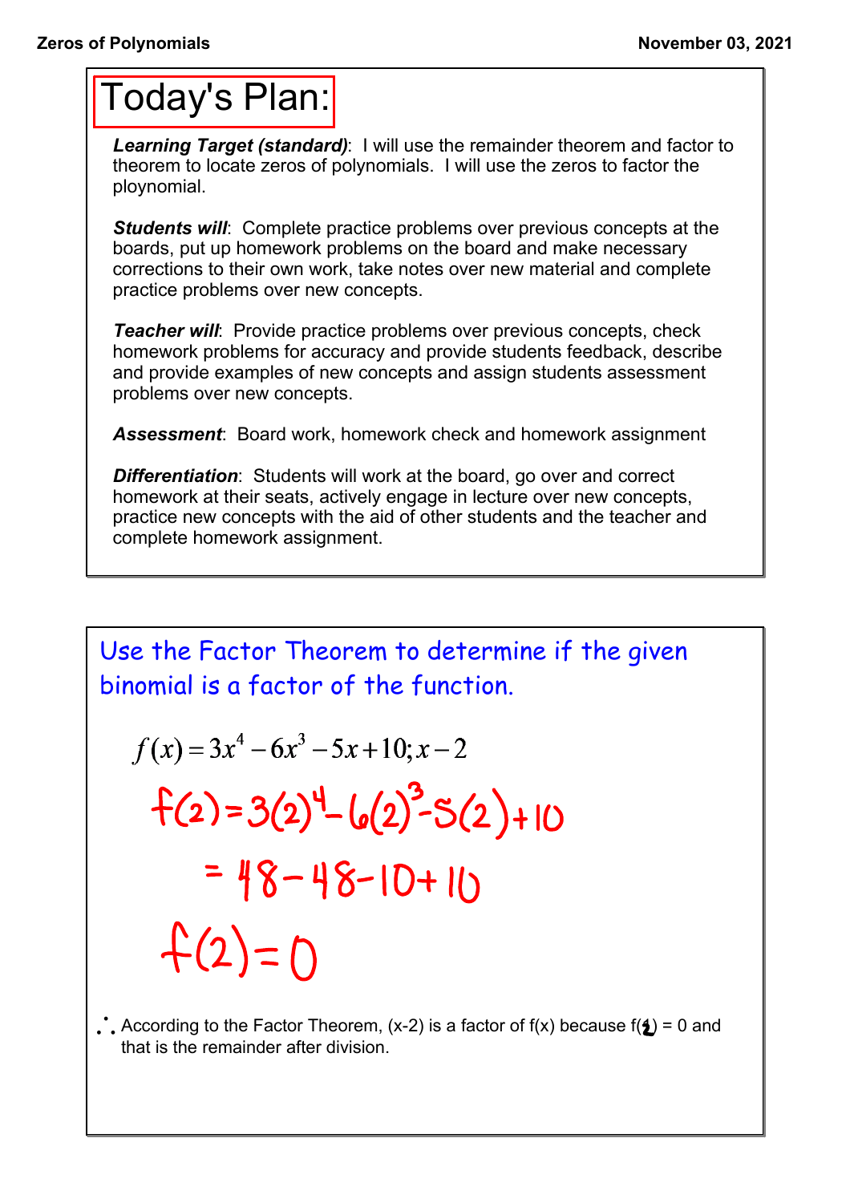# Today's Plan:

***Learning Target (standard)***: I will use the remainder theorem and factor to theorem to locate zeros of polynomials. I will use the zeros to factor the ploynomial.

***Students will***: Complete practice problems over previous concepts at the boards, put up homework problems on the board and make necessary corrections to their own work, take notes over new material and complete practice problems over new concepts.

***Teacher will***: Provide practice problems over previous concepts, check homework problems for accuracy and provide students feedback, describe and provide examples of new concepts and assign students assessment problems over new concepts.

***Assessment***: Board work, homework check and homework assignment

***Differentiation***: Students will work at the board, go over and correct homework at their seats, actively engage in lecture over new concepts, practice new concepts with the aid of other students and the teacher and complete homework assignment.

---

Use the Factor Theorem to determine if the given binomial is a factor of the function.

$$f(x) = 3x^4 - 6x^3 - 5x + 10; x - 2$$

$$f(2) = 3(2)^4 - 6(2)^3 - 5(2) + 10$$

$$= 48 - 48 - 10 + 10$$

$$f(2) = 0$$

∴ According to the Factor Theorem, (x-2) is a factor of f(x) because f(2) = 0 and that is the remainder after division.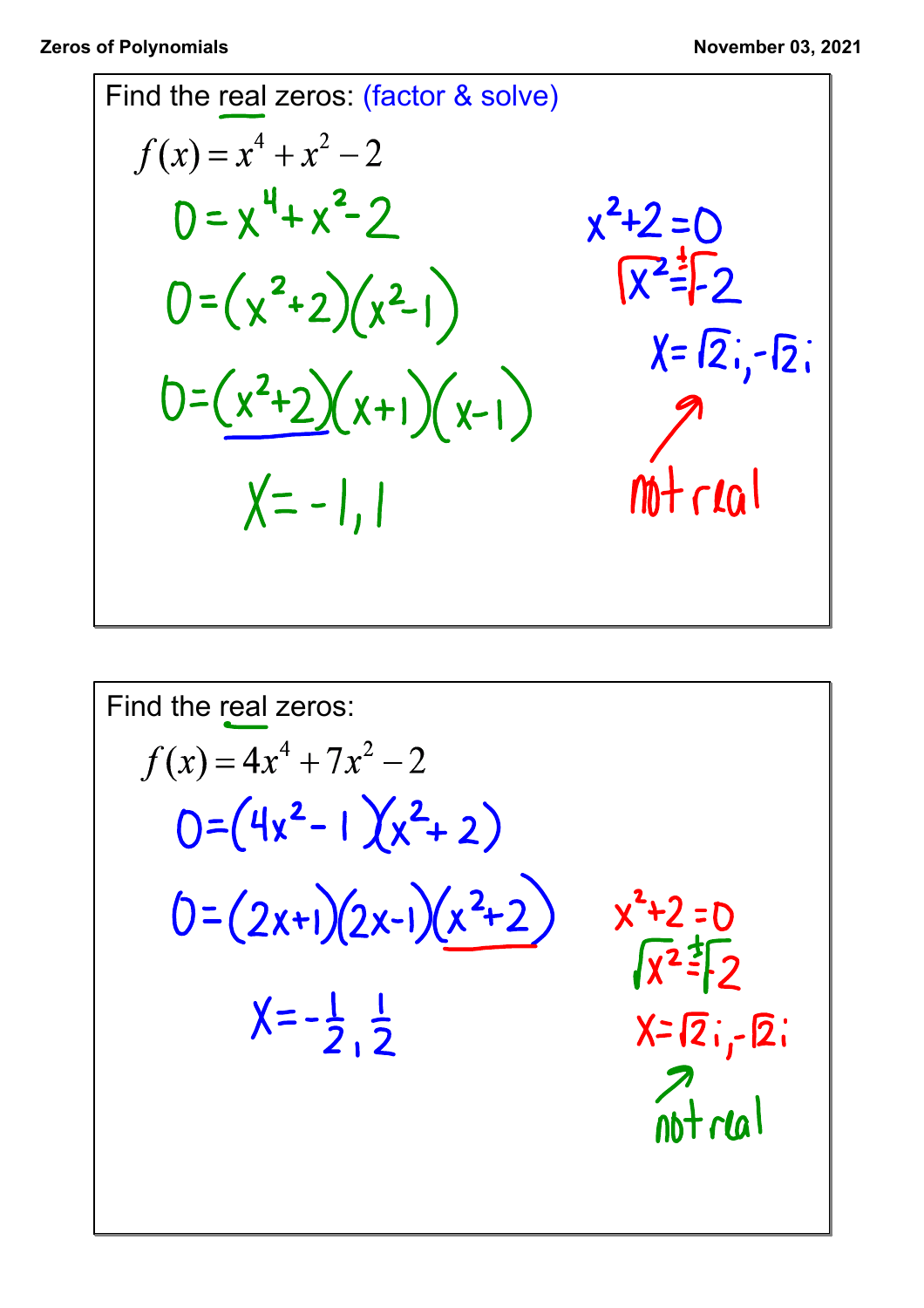Find the real zeros: (factor & solve)

$$f(x) = x^4 + x^2 - 2$$

$$0 = x^4 + x^2 - 2$$

$$0 = (x^2+2)(x^2-1)$$

$$0 = (x^2+2)(x+1)(x-1)$$

$$x = -1, 1$$

$$x^2 + 2 = 0$$

$$\sqrt{x^2} = \pm\sqrt{-2}$$

$$x = \sqrt{2}i, -\sqrt{2}i$$

not real

Find the real zeros:

$$f(x) = 4x^4 + 7x^2 - 2$$

$$0 = (4x^2 - 1)(x^2 + 2)$$

$$0 = (2x+1)(2x-1)(x^2+2)$$

$$x = -\frac{1}{2}, \frac{1}{2}$$

$$x^2 + 2 = 0$$

$$\sqrt{x^2} = \pm\sqrt{-2}$$

$$x = \sqrt{2}i, -\sqrt{2}i$$

not real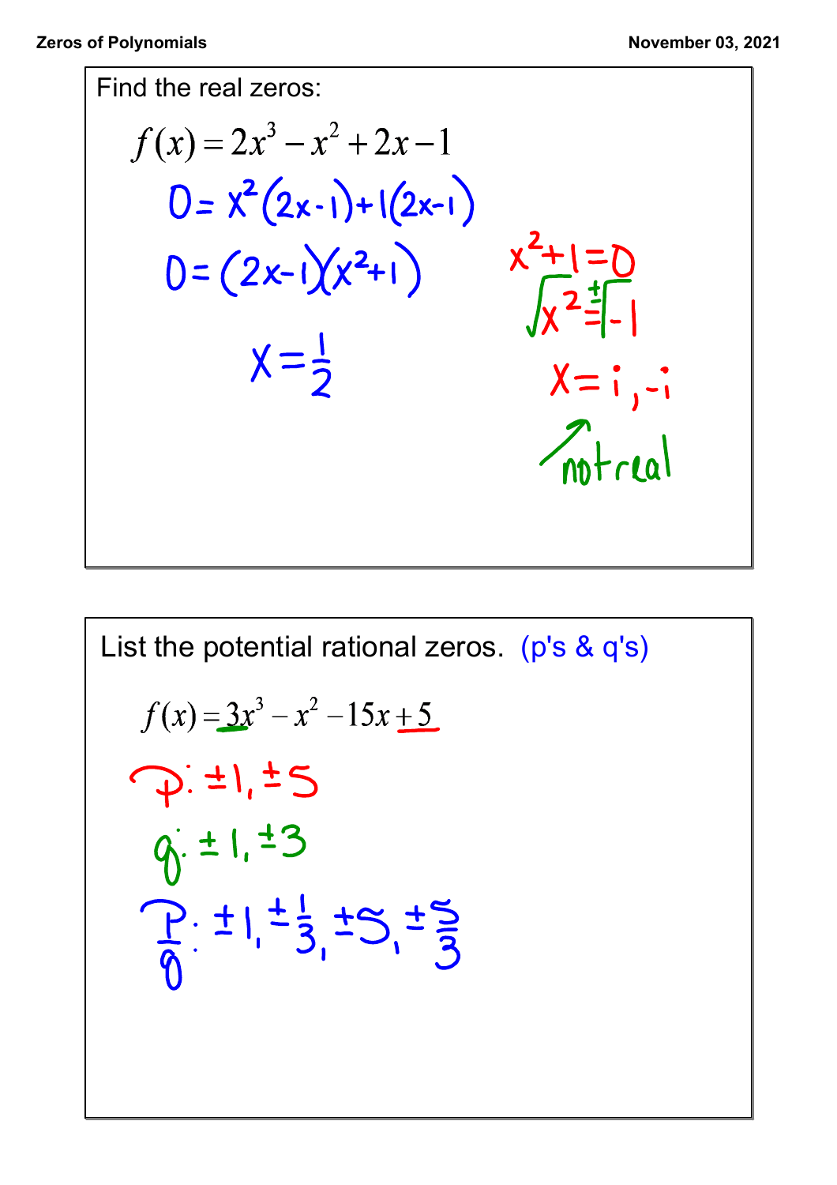Find the real zeros:

$$f(x) = 2x^3 - x^2 + 2x - 1$$

$0 = x^2(2x-1) + 1(2x-1)$

$0 = (2x-1)(x^2+1)$

$x = \frac{1}{2}$

$x^2 + 1 = 0$

$\sqrt{x^2} = \pm\sqrt{-1}$

$x = i, -i$

not real

List the potential rational zeros. (p's & q's)

$$f(x) = 3x^3 - x^2 - 15x + 5$$

p: $\pm 1, \pm 5$

q: $\pm 1, \pm 3$

$\frac{p}{q}$: $\pm 1, \pm\frac{1}{3}, \pm 5, \pm\frac{5}{3}$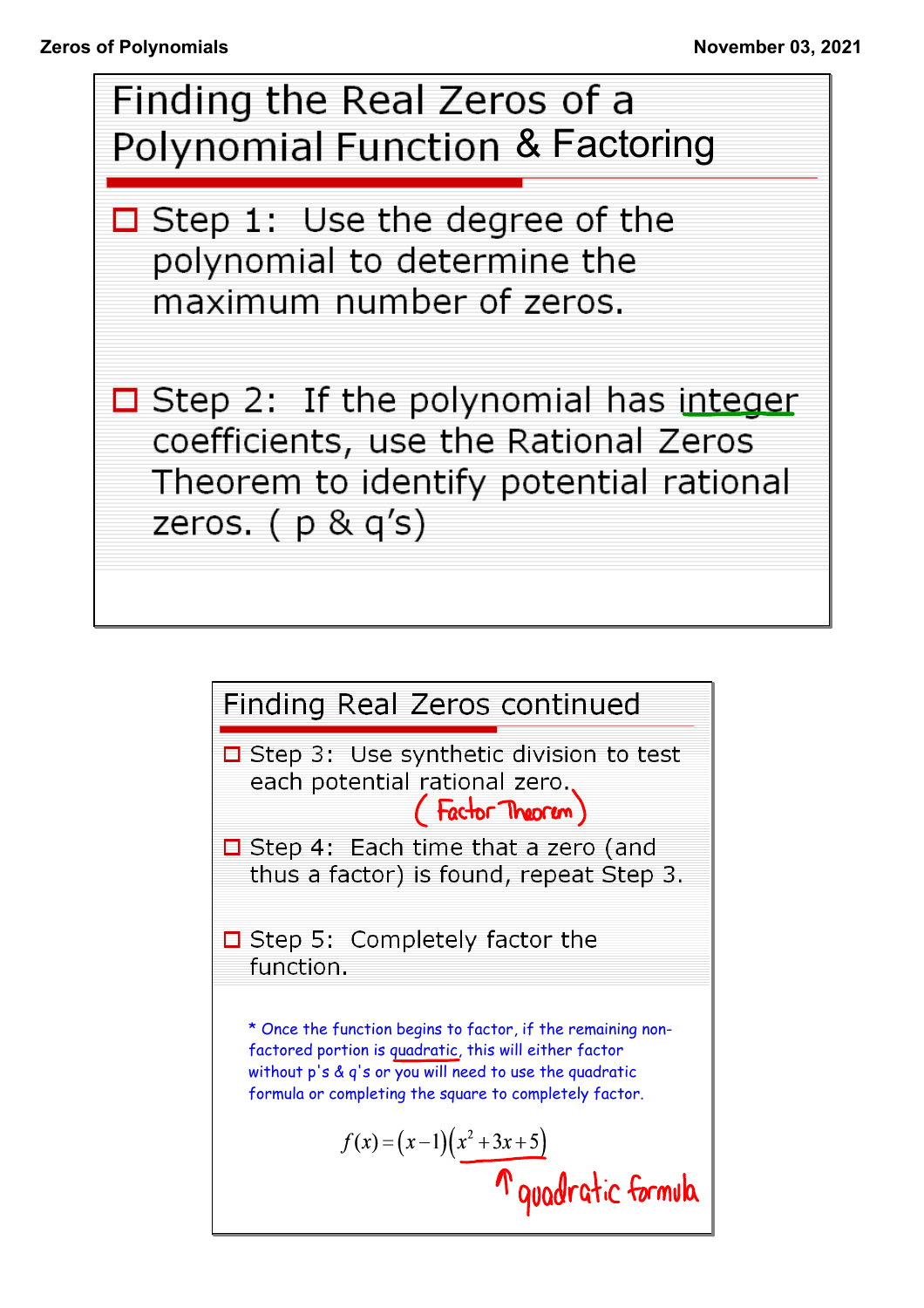# Finding the Real Zeros of a Polynomial Function & Factoring

- Step 1: Use the degree of the polynomial to determine the maximum number of zeros.
- Step 2: If the polynomial has integer coefficients, use the Rational Zeros Theorem to identify potential rational zeros. ( p & q's)

# Finding Real Zeros continued

- Step 3: Use synthetic division to test each potential rational zero. (Factor Theorem)
- Step 4: Each time that a zero (and thus a factor) is found, repeat Step 3.
- Step 5: Completely factor the function.

\* Once the function begins to factor, if the remaining non-factored portion is quadratic, this will either factor without p's & q's or you will need to use the quadratic formula or completing the square to completely factor.

$$f(x) = (x-1)(x^2+3x+5)$$

↑ quadratic formula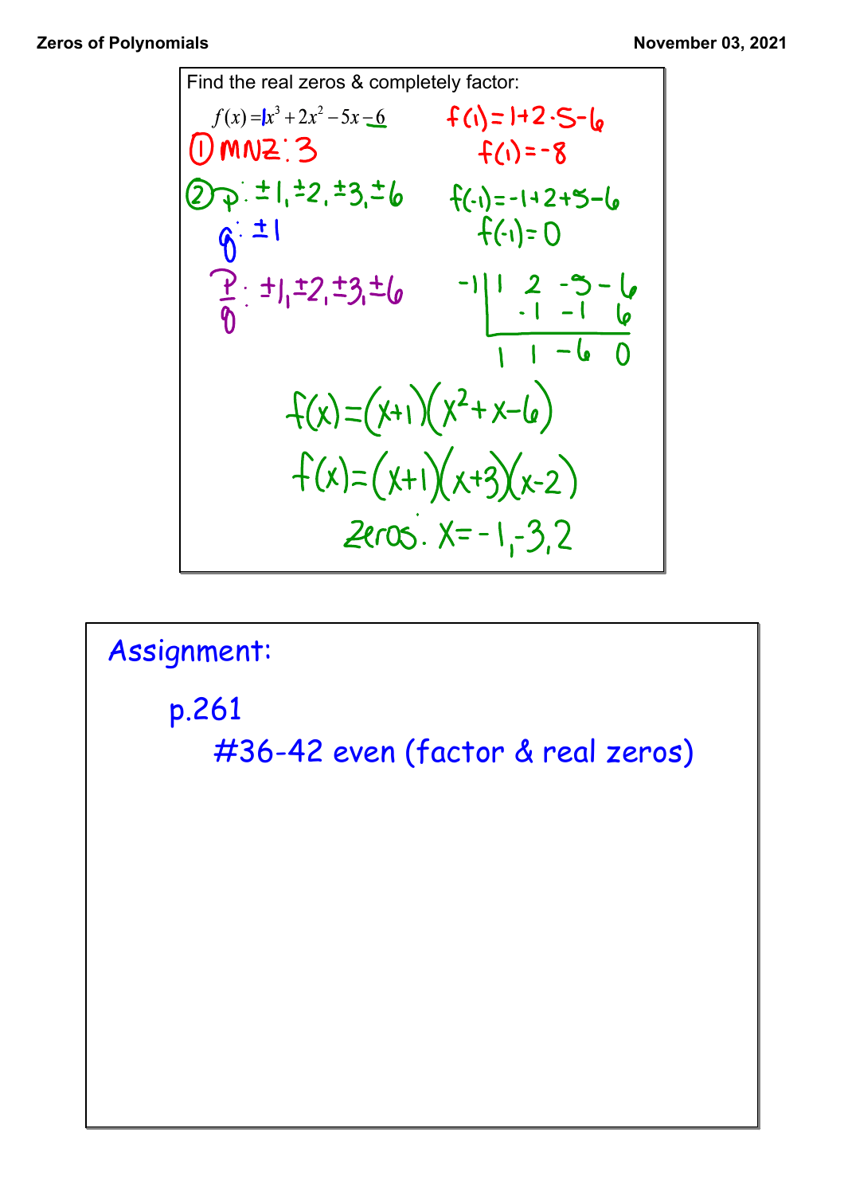Find the real zeros & completely factor:

$f(x) = 1x^3 + 2x^2 - 5x - 6$

① MNZ: 3

② p: $\pm 1, \pm 2, \pm 3, \pm 6$

q: $\pm 1$

$\frac{p}{q}$: $\pm 1, \pm 2, \pm 3, \pm 6$

$f(1) = 1 + 2 \cdot 5 - 6$

$f(1) = -8$

$f(-1) = -1 + 2 + 5 - 6$

$f(-1) = 0$

$$
\begin{array}{r|rrrr}
-1 & 1 & 2 & -5 & -6 \\
 & & -1 & -1 & 6 \\
\hline
 & 1 & 1 & -6 & 0
\end{array}
$$

$f(x) = (x+1)(x^2 + x - 6)$

$f(x) = (x+1)(x+3)(x-2)$

Zeros: $x = -1, -3, 2$

Assignment:

p.261

#36-42 even (factor & real zeros)